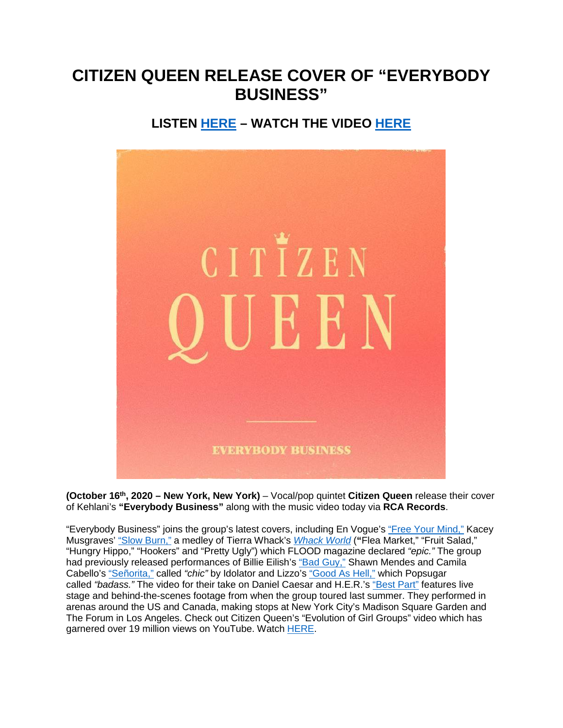# CITIZEN QUEEN RELEASE COVER OF "EVERYBODY BUSINESS"

## LISTEN HERE – WATCH THE VIDEO HERE

**(October 16th, 2020 – New York, New York)** – Vocal/pop quintet **Citizen Queen** release their cover of Kehlani's **"Everybody Business"** along with the music video today via **RCA Records**.

"Everybody Business" joins the group's latest covers, including En Vogue's "Free Your Mind," Kacey Musgraves' "Slow Burn," a medley of Tierra Whack's *Whack World* (**"**Flea Market," "Fruit Salad," "Hungry Hippo," "Hookers" and "Pretty Ugly") which FLOOD magazine declared *"epic."* The group had previously released performances of Billie Eilish's "Bad Guy," Shawn Mendes and Camila Cabello's "Señorita," called *"chic"* by Idolator and Lizzo's "Good As Hell," which Popsugar called *"badass."* The video for their take on Daniel Caesar and H.E.R.'s "Best Part" features live stage and behind-the-scenes footage from when the group toured last summer. They performed in arenas around the US and Canada, making stops at New York City's Madison Square Garden and The Forum in Los Angeles. Check out Citizen Queen's "Evolution of Girl Groups" video which has garnered over 19 million views on YouTube. Watch HERE.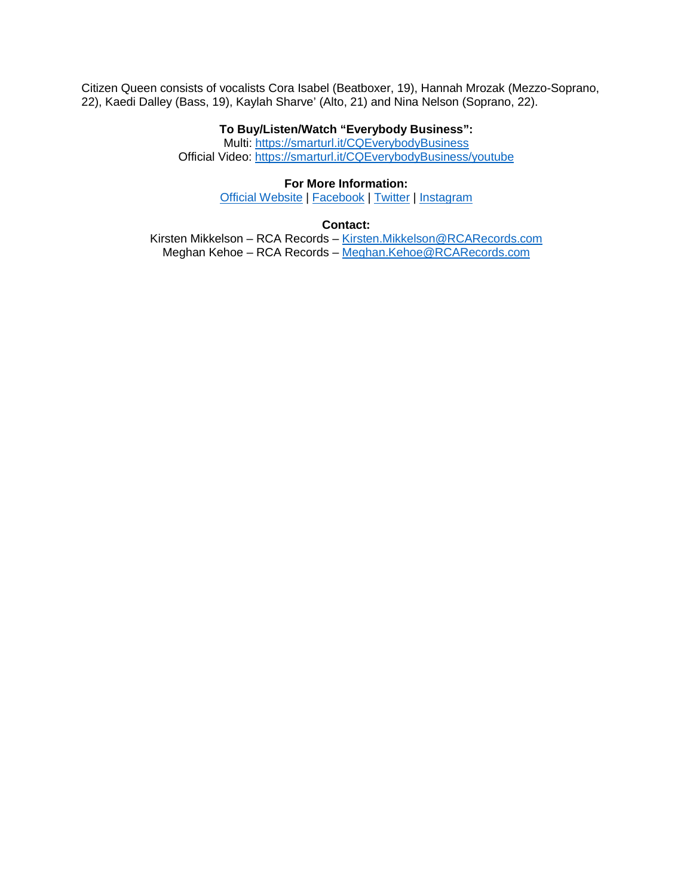Citizen Queen consists of vocalists Cora Isabel (Beatboxer, 19), Hannah Mrozak (Mezzo-Soprano, 22), Kaedi Dalley (Bass, 19), Kaylah Sharve' (Alto, 21) and Nina Nelson (Soprano, 22).

**To Buy/Listen/Watch "Everybody Business":**

Multi: https://smarturl.it/CQEverybodyBusiness

Official Video: https://smarturl.it/CQEverybodyBusiness/youtube

**For More Information:**

Official Website | Facebook | Twitter | Instagram

**Contact:**

Kirsten Mikkelson – RCA Records – Kirsten.Mikkelson@RCARecords.com

Meghan Kehoe – RCA Records – Meghan.Kehoe@RCARecords.com